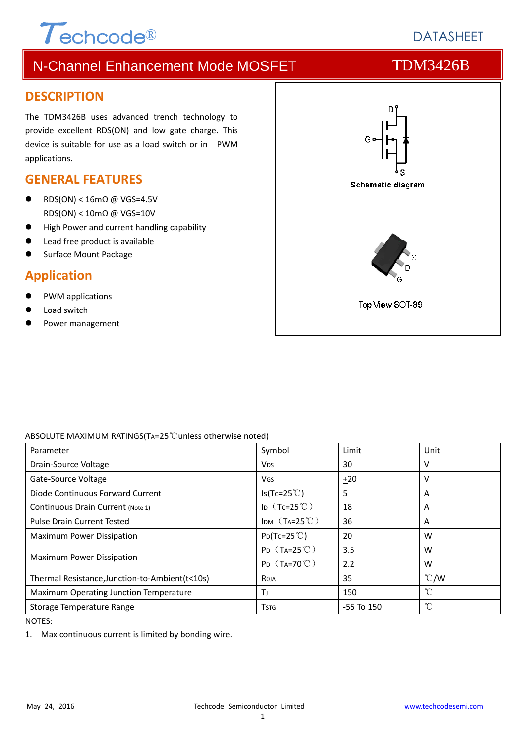Techcode®

DATASHEET

# N-Channel Enhancement Mode MOSFET — TDM3426B

## DESCRIPTION

The TDM3426B uses advanced trench technology to provide excellent RDS(ON) and low gate charge. This device is suitable for use as a load switch or in PWM applications.

## GENERAL FEATURES

- RDS(ON) < 16mΩ @ VGS=4.5V
  RDS(ON) < 10mΩ @ VGS=10V
- High Power and current handling capability
- Lead free product is available
- Surface Mount Package

## Application

- PWM applications
- Load switch
- Power management

Schematic diagram

Top View SOT-89

ABSOLUTE MAXIMUM RATINGS($T_A$=25℃unless otherwise noted)

| Parameter | Symbol | Limit | Unit |
|---|---|---|---|
| Drain-Source Voltage | $V_{DS}$ | 30 | V |
| Gate-Source Voltage | $V_{GS}$ | ±20 | V |
| Diode Continuous Forward Current | $I_S$($T_C$=25℃) | 5 | A |
| Continuous Drain Current (Note 1) | $I_D$（$T_C$=25℃） | 18 | A |
| Pulse Drain Current Tested | $I_{DM}$（$T_A$=25℃） | 36 | A |
| Maximum Power Dissipation | $P_D$($T_C$=25℃) | 20 | W |
| Maximum Power Dissipation | $P_D$（$T_A$=25℃） | 3.5 | W |
| | $P_D$（$T_A$=70℃） | 2.2 | W |
| Thermal Resistance,Junction-to-Ambient(t<10s) | $R_{\theta JA}$ | 35 | ℃/W |
| Maximum Operating Junction Temperature | $T_J$ | 150 | ℃ |
| Storage Temperature Range | $T_{STG}$ | -55 To 150 | ℃ |

NOTES:

1. Max continuous current is limited by bonding wire.

May 24, 2016 Techcode Semiconductor Limited www.techcodesemi.com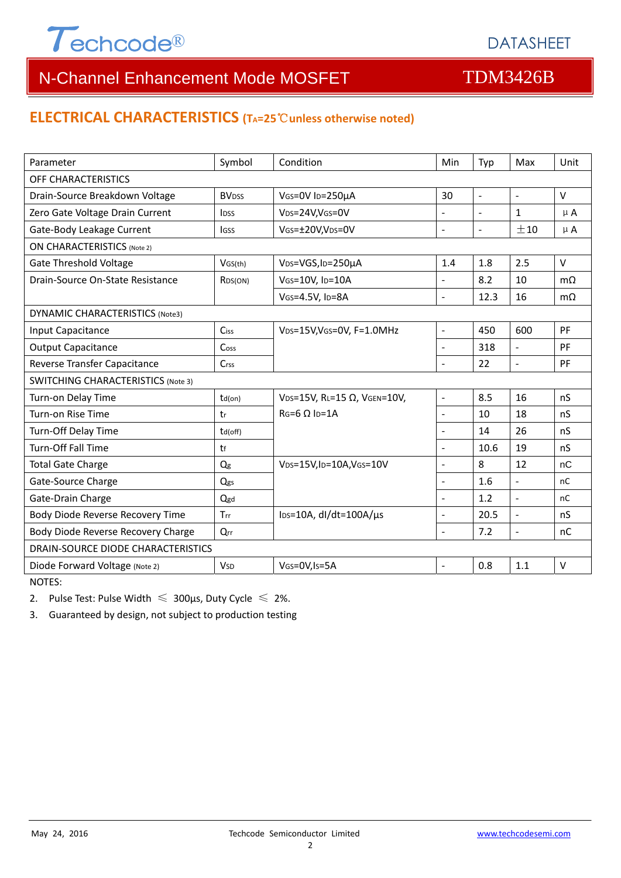## ELECTRICAL CHARACTERISTICS ($T_A$=25℃unless otherwise noted)

| Parameter | Symbol | Condition | Min | Typ | Max | Unit |
|---|---|---|---|---|---|---|
| OFF CHARACTERISTICS | | | | | | |
| Drain-Source Breakdown Voltage | $BV_{DSS}$ | $V_{GS}$=0V $I_D$=250μA | 30 | - | - | V |
| Zero Gate Voltage Drain Current | $I_{DSS}$ | $V_{DS}$=24V,$V_{GS}$=0V | - | - | 1 | μA |
| Gate-Body Leakage Current | $I_{GSS}$ | $V_{GS}$=±20V,$V_{DS}$=0V | - | - | ±10 | μA |
| ON CHARACTERISTICS (Note 2) | | | | | | |
| Gate Threshold Voltage | $V_{GS(th)}$ | $V_{DS}$=VGS,$I_D$=250μA | 1.4 | 1.8 | 2.5 | V |
| Drain-Source On-State Resistance | $R_{DS(ON)}$ | $V_{GS}$=10V, $I_D$=10A | - | 8.2 | 10 | mΩ |
| | | $V_{GS}$=4.5V, $I_D$=8A | - | 12.3 | 16 | mΩ |
| DYNAMIC CHARACTERISTICS (Note3) | | | | | | |
| Input Capacitance | $C_{iss}$ | $V_{DS}$=15V,$V_{GS}$=0V, F=1.0MHz | - | 450 | 600 | PF |
| Output Capacitance | $C_{oss}$ | | - | 318 | - | PF |
| Reverse Transfer Capacitance | $C_{rss}$ | | - | 22 | - | PF |
| SWITCHING CHARACTERISTICS (Note 3) | | | | | | |
| Turn-on Delay Time | $t_{d(on)}$ | $V_{DS}$=15V, $R_L$=15 Ω, $V_{GEN}$=10V, $R_G$=6 Ω $I_D$=1A | - | 8.5 | 16 | nS |
| Turn-on Rise Time | $t_r$ | | - | 10 | 18 | nS |
| Turn-Off Delay Time | $t_{d(off)}$ | | - | 14 | 26 | nS |
| Turn-Off Fall Time | $t_f$ | | - | 10.6 | 19 | nS |
| Total Gate Charge | $Q_g$ | $V_{DS}$=15V,$I_D$=10A,$V_{GS}$=10V | - | 8 | 12 | nC |
| Gate-Source Charge | $Q_{gs}$ | | - | 1.6 | - | nC |
| Gate-Drain Charge | $Q_{gd}$ | | - | 1.2 | - | nC |
| Body Diode Reverse Recovery Time | $T_{rr}$ | $I_{DS}$=10A, dI/dt=100A/μs | - | 20.5 | - | nS |
| Body Diode Reverse Recovery Charge | $Q_{rr}$ | | - | 7.2 | - | nC |
| DRAIN-SOURCE DIODE CHARACTERISTICS | | | | | | |
| Diode Forward Voltage (Note 2) | $V_{SD}$ | $V_{GS}$=0V,$I_S$=5A | - | 0.8 | 1.1 | V |

NOTES:

2. Pulse Test: Pulse Width ≤ 300μs, Duty Cycle ≤ 2%.
3. Guaranteed by design, not subject to production testing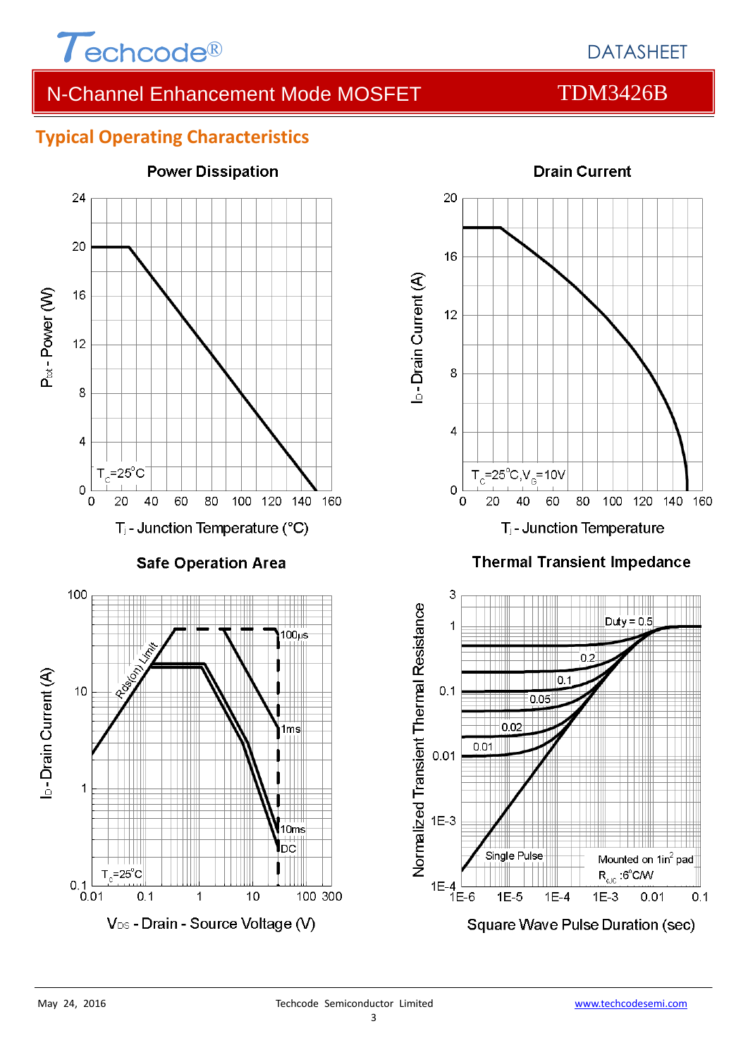## Typical Operating Characteristics

**Power Dissipation**

$P_{tot}$ - Power (W)

$T_C$=25°C

$T_j$ - Junction Temperature (°C)

**Drain Current**

$I_D$ - Drain Current (A)

$T_C$=25°C, $V_G$=10V

$T_j$ - Junction Temperature

**Safe Operation Area**

$I_D$ - Drain Current (A)

Rds(on) Limit

100μs, 1ms, 10ms, DC

$T_C$=25°C

$V_{DS}$ - Drain - Source Voltage (V)

**Thermal Transient Impedance**

Normalized Transient Thermal Resistance

Duty = 0.5, 0.2, 0.1, 0.05, 0.02, 0.01, Single Pulse

Mounted on 1in² pad

$R_{θJC}$ :6°C/W

Square Wave Pulse Duration (sec)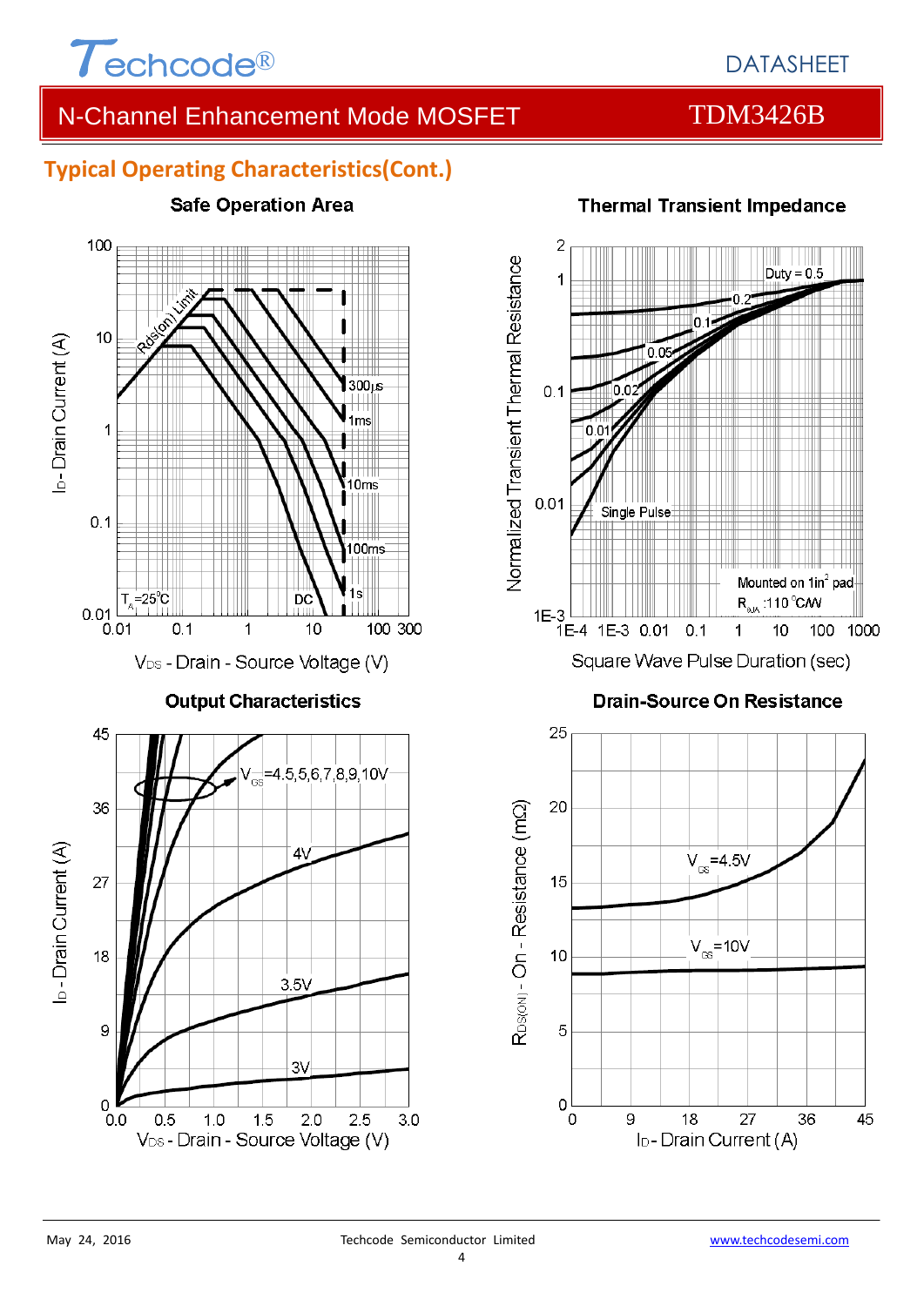## Typical Operating Characteristics(Cont.)

**Safe Operation Area**

Rds(on) Limit

300μs

1ms

10ms

100ms

1s

DC

$T_A$=25°C

$I_D$ - Drain Current (A)

$V_{DS}$ - Drain - Source Voltage (V)

**Thermal Transient Impedance**

Duty = 0.5

0.2

0.1

0.05

0.02

0.01

Single Pulse

Mounted on 1in² pad

$R_{\theta JA}$ :110 °C/W

Normalized Transient Thermal Resistance

Square Wave Pulse Duration (sec)

**Output Characteristics**

$V_{GS}$=4.5,5,6,7,8,9,10V

4V

3.5V

3V

$I_D$ - Drain Current (A)

$V_{DS}$ - Drain - Source Voltage (V)

**Drain-Source On Resistance**

$V_{GS}$=4.5V

$V_{GS}$=10V

$R_{DS(ON)}$ - On - Resistance (mΩ)

$I_D$ - Drain Current (A)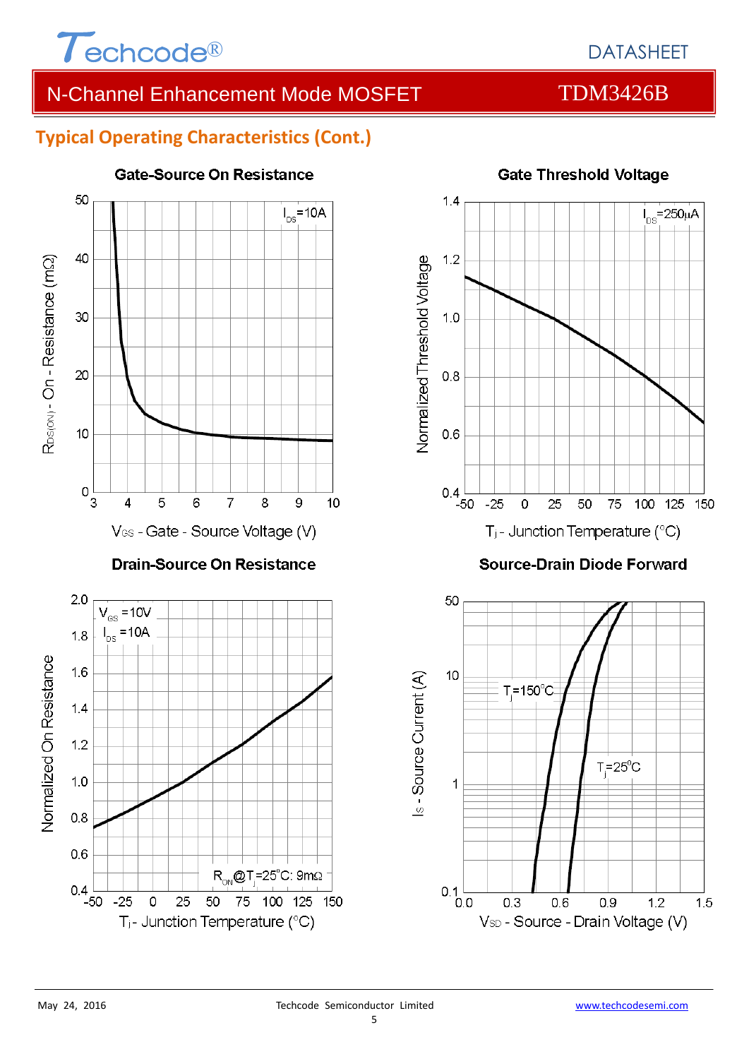## Typical Operating Characteristics (Cont.)

**Gate-Source On Resistance**

$I_{DS}$=10A

$R_{DS(ON)}$ - On - Resistance (mΩ)

$V_{GS}$ - Gate - Source Voltage (V)

**Gate Threshold Voltage**

$I_{DS}$=250μA

Normalized Threshold Voltage

$T_j$ - Junction Temperature (°C)

**Drain-Source On Resistance**

$V_{GS}$ =10V

$I_{DS}$ =10A

$R_{ON}$@$T_j$=25°C: 9mΩ

Normalized On Resistance

$T_j$ - Junction Temperature (°C)

**Source-Drain Diode Forward**

$T_j$=150°C

$T_j$=25°C

$I_S$ - Source Current (A)

$V_{SD}$ - Source - Drain Voltage (V)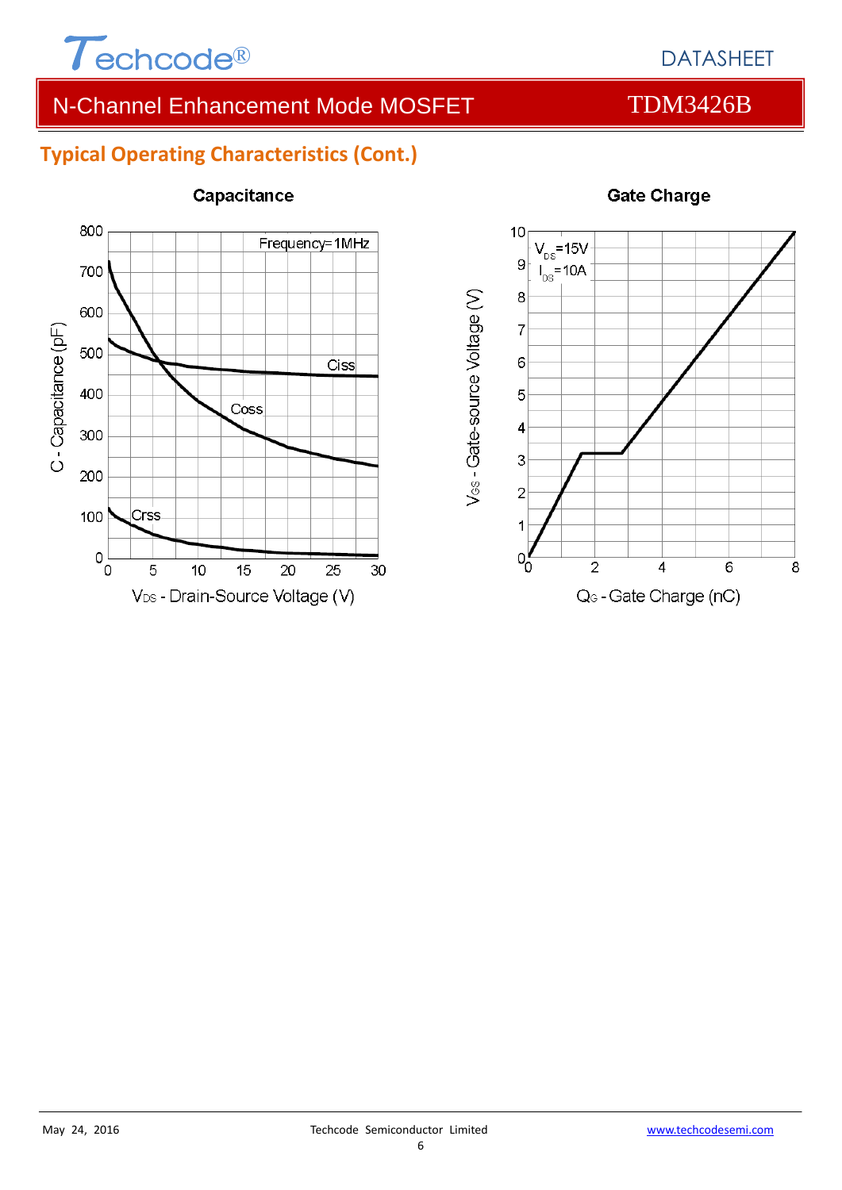## Typical Operating Characteristics (Cont.)

**Capacitance**

Frequency=1MHz

Ciss

Coss

Crss

C - Capacitance (pF)

$V_{DS}$ - Drain-Source Voltage (V)

**Gate Charge**

$V_{DS}$=15V
$I_{DS}$=10A

$V_{GS}$ - Gate-source Voltage (V)

$Q_G$ - Gate Charge (nC)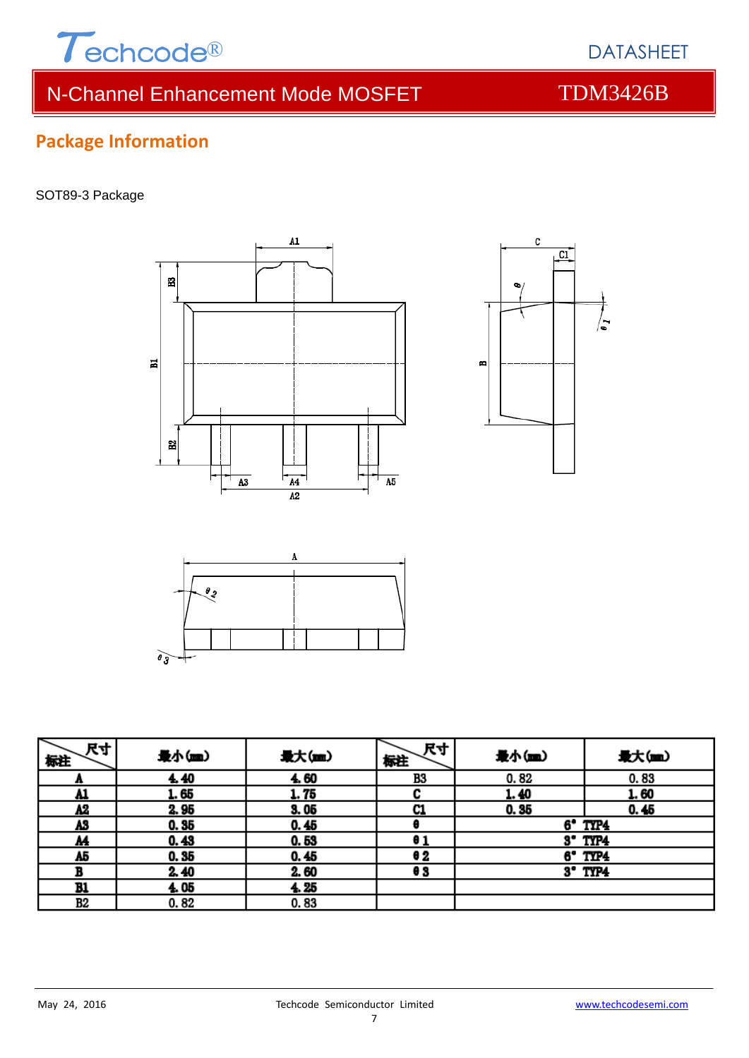## Package Information

SOT89-3 Package

| 尺寸 标注 | 最小(mm) | 最大(mm) | 尺寸 标注 | 最小(mm) | 最大(mm) |
|---|---|---|---|---|---|
| A | 4.40 | 4.60 | B3 | 0.82 | 0.83 |
| A1 | 1.65 | 1.75 | C | 1.40 | 1.60 |
| A2 | 2.95 | 3.05 | C1 | 0.35 | 0.45 |
| A3 | 0.35 | 0.45 | θ | 6° TYP4 | |
| A4 | 0.43 | 0.53 | θ1 | 3° TYP4 | |
| A5 | 0.35 | 0.45 | θ2 | 6° TYP4 | |
| B | 2.40 | 2.60 | θ3 | 3° TYP4 | |
| B1 | 4.05 | 4.25 | | | |
| B2 | 0.82 | 0.83 | | | |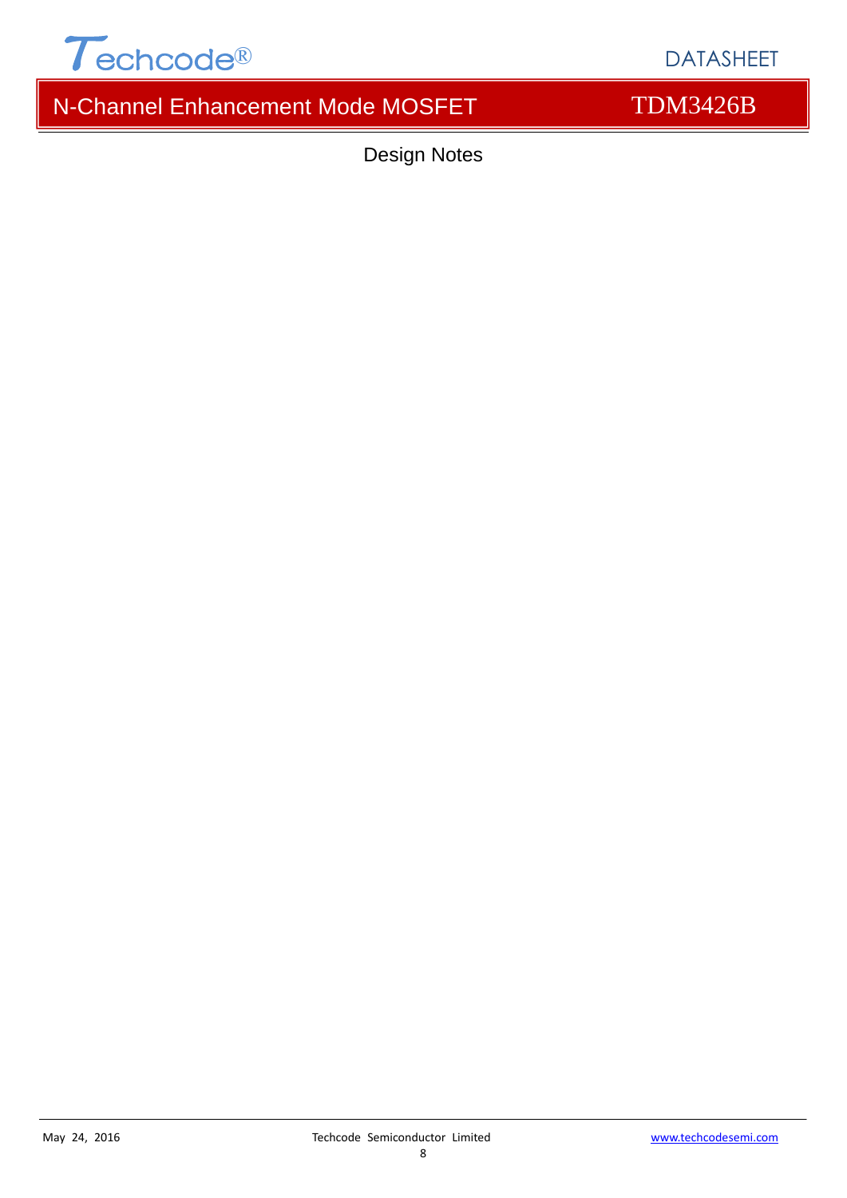Design Notes